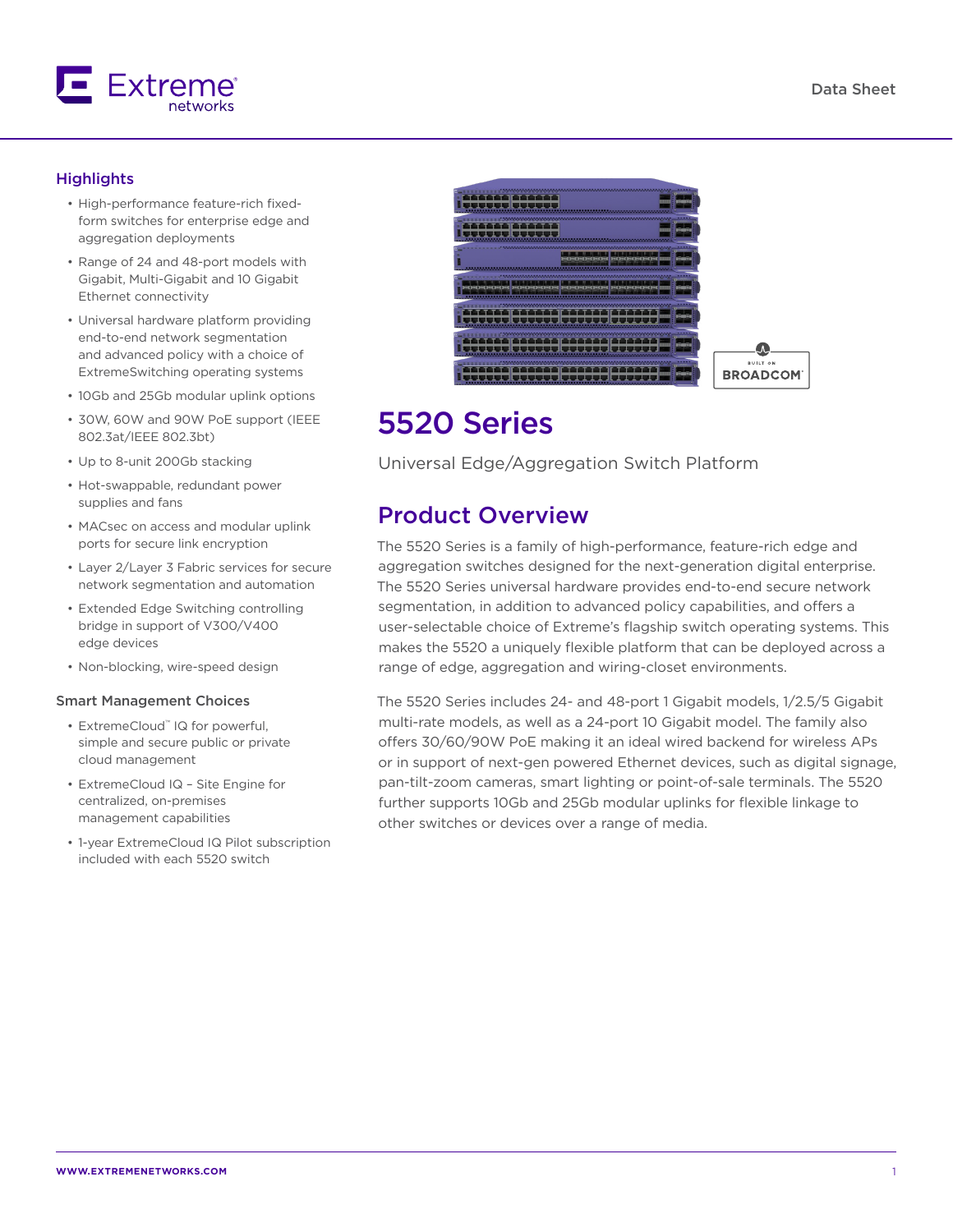# 5520 Series

Universal Edge/Aggregation Switch Platform

## Highlights

- High-performance feature-rich fixed-form switches for enterprise edge and aggregation deployments
- Range of 24 and 48-port models with Gigabit, Multi-Gigabit and 10 Gigabit Ethernet connectivity
- Universal hardware platform providing end-to-end network segmentation and advanced policy with a choice of ExtremeSwitching operating systems
- 10Gb and 25Gb modular uplink options
- 30W, 60W and 90W PoE support (IEEE 802.3at/IEEE 802.3bt)
- Up to 8-unit 200Gb stacking
- Hot-swappable, redundant power supplies and fans
- MACsec on access and modular uplink ports for secure link encryption
- Layer 2/Layer 3 Fabric services for secure network segmentation and automation
- Extended Edge Switching controlling bridge in support of V300/V400 edge devices
- Non-blocking, wire-speed design

### Smart Management Choices

- ExtremeCloud™ IQ for powerful, simple and secure public or private cloud management
- ExtremeCloud IQ – Site Engine for centralized, on-premises management capabilities
- 1-year ExtremeCloud IQ Pilot subscription included with each 5520 switch

## Product Overview

The 5520 Series is a family of high-performance, feature-rich edge and aggregation switches designed for the next-generation digital enterprise. The 5520 Series universal hardware provides end-to-end secure network segmentation, in addition to advanced policy capabilities, and offers a user-selectable choice of Extreme's flagship switch operating systems. This makes the 5520 a uniquely flexible platform that can be deployed across a range of edge, aggregation and wiring-closet environments.

The 5520 Series includes 24- and 48-port 1 Gigabit models, 1/2.5/5 Gigabit multi-rate models, as well as a 24-port 10 Gigabit model. The family also offers 30/60/90W PoE making it an ideal wired backend for wireless APs or in support of next-gen powered Ethernet devices, such as digital signage, pan-tilt-zoom cameras, smart lighting or point-of-sale terminals. The 5520 further supports 10Gb and 25Gb modular uplinks for flexible linkage to other switches or devices over a range of media.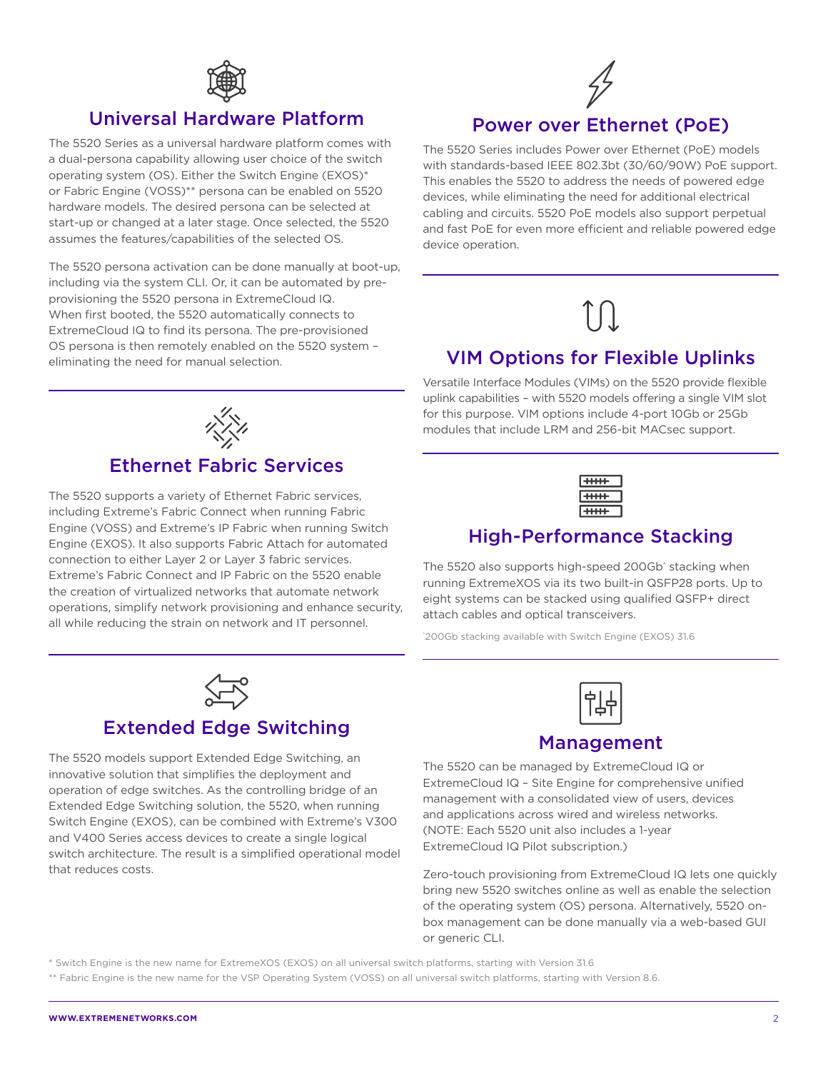## Universal Hardware Platform

The 5520 Series as a universal hardware platform comes with a dual-persona capability allowing user choice of the switch operating system (OS). Either the Switch Engine (EXOS)* or Fabric Engine (VOSS)** persona can be enabled on 5520 hardware models. The desired persona can be selected at start-up or changed at a later stage. Once selected, the 5520 assumes the features/capabilities of the selected OS.

The 5520 persona activation can be done manually at boot-up, including via the system CLI. Or, it can be automated by pre-provisioning the 5520 persona in ExtremeCloud IQ. When first booted, the 5520 automatically connects to ExtremeCloud IQ to find its persona. The pre-provisioned OS persona is then remotely enabled on the 5520 system – eliminating the need for manual selection.

## Ethernet Fabric Services

The 5520 supports a variety of Ethernet Fabric services, including Extreme's Fabric Connect when running Fabric Engine (VOSS) and Extreme's IP Fabric when running Switch Engine (EXOS). It also supports Fabric Attach for automated connection to either Layer 2 or Layer 3 fabric services. Extreme's Fabric Connect and IP Fabric on the 5520 enable the creation of virtualized networks that automate network operations, simplify network provisioning and enhance security, all while reducing the strain on network and IT personnel.

## Extended Edge Switching

The 5520 models support Extended Edge Switching, an innovative solution that simplifies the deployment and operation of edge switches. As the controlling bridge of an Extended Edge Switching solution, the 5520, when running Switch Engine (EXOS), can be combined with Extreme's V300 and V400 Series access devices to create a single logical switch architecture. The result is a simplified operational model that reduces costs.

## Power over Ethernet (PoE)

The 5520 Series includes Power over Ethernet (PoE) models with standards-based IEEE 802.3bt (30/60/90W) PoE support. This enables the 5520 to address the needs of powered edge devices, while eliminating the need for additional electrical cabling and circuits. 5520 PoE models also support perpetual and fast PoE for even more efficient and reliable powered edge device operation.

## VIM Options for Flexible Uplinks

Versatile Interface Modules (VIMs) on the 5520 provide flexible uplink capabilities – with 5520 models offering a single VIM slot for this purpose. VIM options include 4-port 10Gb or 25Gb modules that include LRM and 256-bit MACsec support.

## High-Performance Stacking

The 5520 also supports high-speed 200Gb* stacking when running ExtremeXOS via its two built-in QSFP28 ports. Up to eight systems can be stacked using qualified QSFP+ direct attach cables and optical transceivers.

*200Gb stacking available with Switch Engine (EXOS) 31.6

## Management

The 5520 can be managed by ExtremeCloud IQ or ExtremeCloud IQ – Site Engine for comprehensive unified management with a consolidated view of users, devices and applications across wired and wireless networks. (NOTE: Each 5520 unit also includes a 1-year ExtremeCloud IQ Pilot subscription.)

Zero-touch provisioning from ExtremeCloud IQ lets one quickly bring new 5520 switches online as well as enable the selection of the operating system (OS) persona. Alternatively, 5520 on-box management can be done manually via a web-based GUI or generic CLI.

\* Switch Engine is the new name for ExtremeXOS (EXOS) on all universal switch platforms, starting with Version 31.6

\*\* Fabric Engine is the new name for the VSP Operating System (VOSS) on all universal switch platforms, starting with Version 8.6.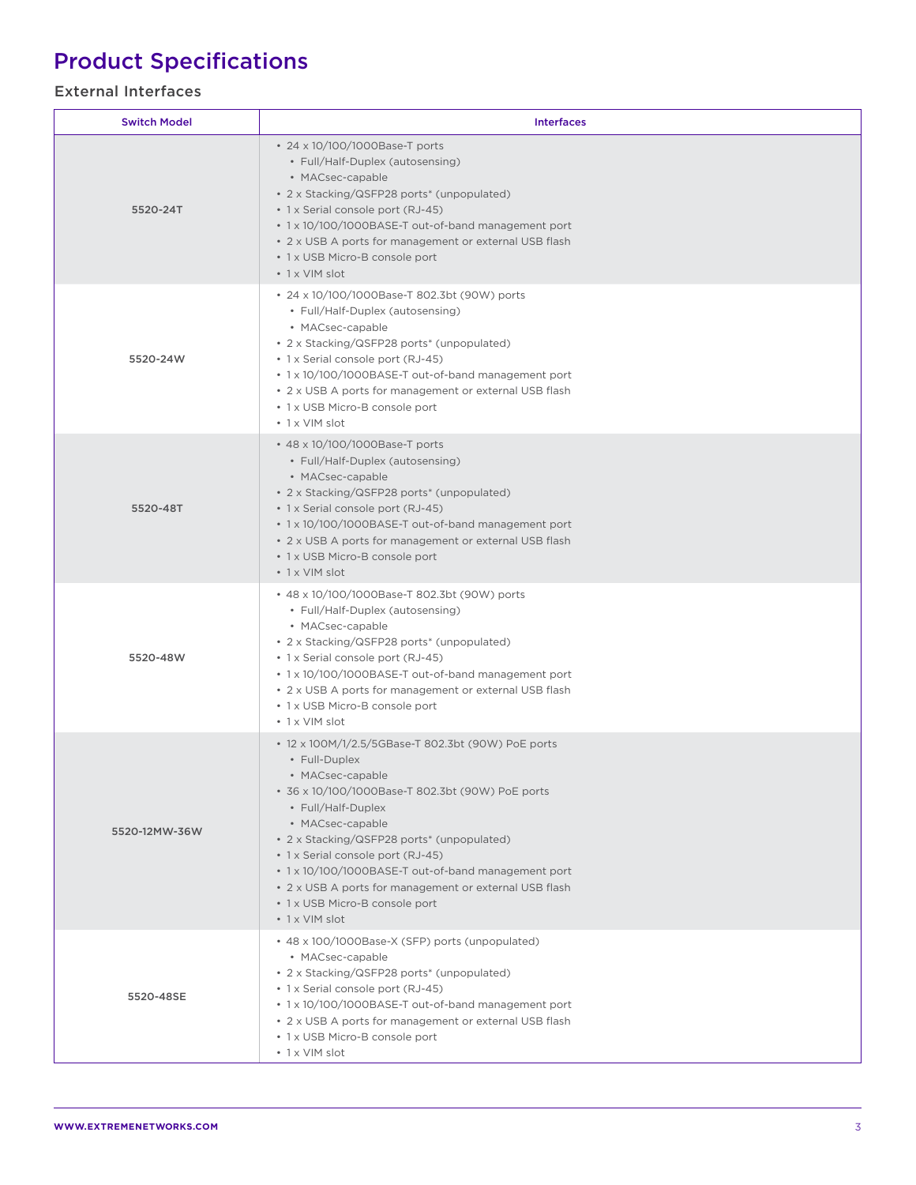# Product Specifications

## External Interfaces

| Switch Model | Interfaces |
|---|---|
| 5520-24T | • 24 x 10/100/1000Base-T ports<br>  • Full/Half-Duplex (autosensing)<br>  • MACsec-capable<br>• 2 x Stacking/QSFP28 ports* (unpopulated)<br>• 1 x Serial console port (RJ-45)<br>• 1 x 10/100/1000BASE-T out-of-band management port<br>• 2 x USB A ports for management or external USB flash<br>• 1 x USB Micro-B console port<br>• 1 x VIM slot |
| 5520-24W | • 24 x 10/100/1000Base-T 802.3bt (90W) ports<br>  • Full/Half-Duplex (autosensing)<br>  • MACsec-capable<br>• 2 x Stacking/QSFP28 ports* (unpopulated)<br>• 1 x Serial console port (RJ-45)<br>• 1 x 10/100/1000BASE-T out-of-band management port<br>• 2 x USB A ports for management or external USB flash<br>• 1 x USB Micro-B console port<br>• 1 x VIM slot |
| 5520-48T | • 48 x 10/100/1000Base-T ports<br>  • Full/Half-Duplex (autosensing)<br>  • MACsec-capable<br>• 2 x Stacking/QSFP28 ports* (unpopulated)<br>• 1 x Serial console port (RJ-45)<br>• 1 x 10/100/1000BASE-T out-of-band management port<br>• 2 x USB A ports for management or external USB flash<br>• 1 x USB Micro-B console port<br>• 1 x VIM slot |
| 5520-48W | • 48 x 10/100/1000Base-T 802.3bt (90W) ports<br>  • Full/Half-Duplex (autosensing)<br>  • MACsec-capable<br>• 2 x Stacking/QSFP28 ports* (unpopulated)<br>• 1 x Serial console port (RJ-45)<br>• 1 x 10/100/1000BASE-T out-of-band management port<br>• 2 x USB A ports for management or external USB flash<br>• 1 x USB Micro-B console port<br>• 1 x VIM slot |
| 5520-12MW-36W | • 12 x 100M/1/2.5/5GBase-T 802.3bt (90W) PoE ports<br>  • Full-Duplex<br>  • MACsec-capable<br>• 36 x 10/100/1000Base-T 802.3bt (90W) PoE ports<br>  • Full/Half-Duplex<br>  • MACsec-capable<br>• 2 x Stacking/QSFP28 ports* (unpopulated)<br>• 1 x Serial console port (RJ-45)<br>• 1 x 10/100/1000BASE-T out-of-band management port<br>• 2 x USB A ports for management or external USB flash<br>• 1 x USB Micro-B console port<br>• 1 x VIM slot |
| 5520-48SE | • 48 x 100/1000Base-X (SFP) ports (unpopulated)<br>  • MACsec-capable<br>• 2 x Stacking/QSFP28 ports* (unpopulated)<br>• 1 x Serial console port (RJ-45)<br>• 1 x 10/100/1000BASE-T out-of-band management port<br>• 2 x USB A ports for management or external USB flash<br>• 1 x USB Micro-B console port<br>• 1 x VIM slot |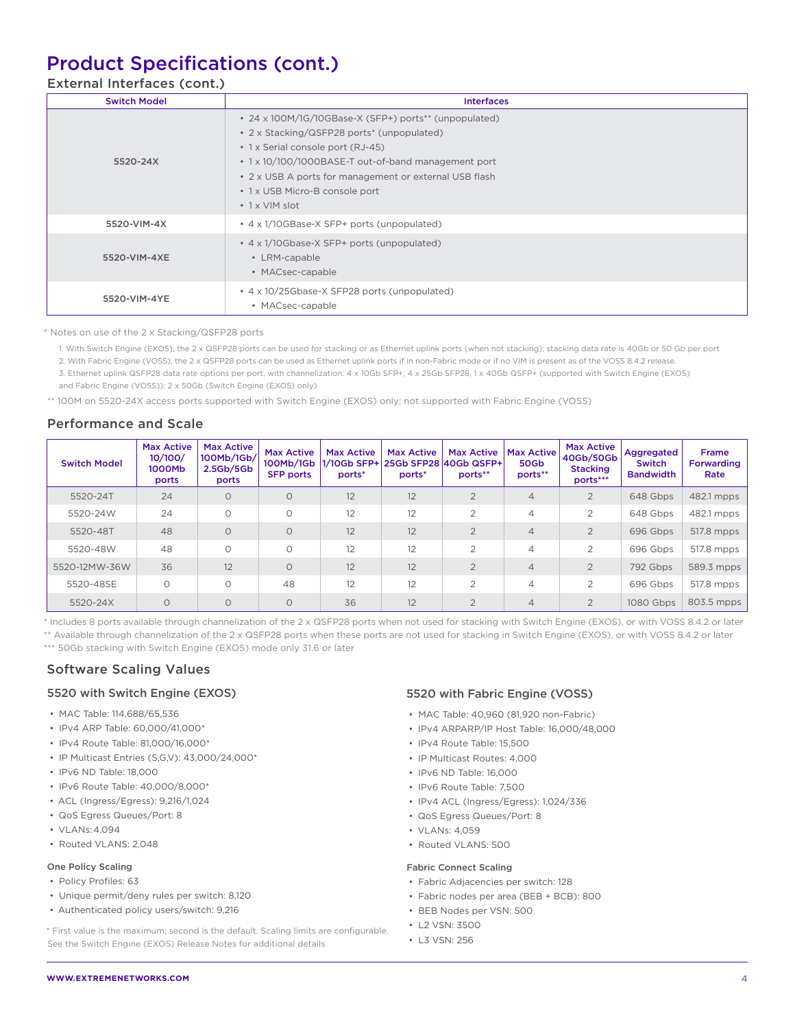# Product Specifications (cont.)

## External Interfaces (cont.)

| Switch Model | Interfaces |
|---|---|
| 5520-24X | • 24 x 100M/1G/10GBase-X (SFP+) ports** (unpopulated)<br>• 2 x Stacking/QSFP28 ports* (unpopulated)<br>• 1 x Serial console port (RJ-45)<br>• 1 x 10/100/1000BASE-T out-of-band management port<br>• 2 x USB A ports for management or external USB flash<br>• 1 x USB Micro-B console port<br>• 1 x VIM slot |
| 5520-VIM-4X | • 4 x 1/10GBase-X SFP+ ports (unpopulated) |
| 5520-VIM-4XE | • 4 x 1/10Gbase-X SFP+ ports (unpopulated)<br>  • LRM-capable<br>  • MACsec-capable |
| 5520-VIM-4YE | • 4 x 10/25Gbase-X SFP28 ports (unpopulated)<br>  • MACsec-capable |

* Notes on use of the 2 x Stacking/QSFP28 ports

1. With Switch Engine (EXOS), the 2 x QSFP28 ports can be used for stacking or as Ethernet uplink ports (when not stacking); stacking data rate is 40Gb or 50 Gb per port
2. With Fabric Engine (VOSS), the 2 x QSFP28 ports can be used as Ethernet uplink ports if in non-Fabric mode or if no VIM is present as of the VOSS 8.4.2 release.
3. Ethernet uplink QSFP28 data rate options per port, with channelization: 4 x 10Gb SFP+, 4 x 25Gb SFP28, 1 x 40Gb QSFP+ (supported with Switch Engine (EXOS) and Fabric Engine (VOSS)); 2 x 50Gb (Switch Engine (EXOS) only)

** 100M on 5520-24X access ports supported with Switch Engine (EXOS) only; not supported with Fabric Engine (VOSS)

## Performance and Scale

| Switch Model | Max Active 10/100/1000Mb ports | Max Active 100Mb/1Gb/2.5Gb/5Gb ports | Max Active 100Mb/1Gb SFP ports | Max Active 1/10Gb SFP+ ports* | Max Active 25Gb SFP28 ports* | Max Active 40Gb QSFP+ ports** | Max Active 50Gb ports** | Max Active 40Gb/50Gb Stacking ports*** | Aggregated Switch Bandwidth | Frame Forwarding Rate |
|---|---|---|---|---|---|---|---|---|---|---|
| 5520-24T | 24 | 0 | 0 | 12 | 12 | 2 | 4 | 2 | 648 Gbps | 482.1 mpps |
| 5520-24W | 24 | 0 | 0 | 12 | 12 | 2 | 4 | 2 | 648 Gbps | 482.1 mpps |
| 5520-48T | 48 | 0 | 0 | 12 | 12 | 2 | 4 | 2 | 696 Gbps | 517.8 mpps |
| 5520-48W | 48 | 0 | 0 | 12 | 12 | 2 | 4 | 2 | 696 Gbps | 517.8 mpps |
| 5520-12MW-36W | 36 | 12 | 0 | 12 | 12 | 2 | 4 | 2 | 792 Gbps | 589.3 mpps |
| 5520-48SE | 0 | 0 | 48 | 12 | 12 | 2 | 4 | 2 | 696 Gbps | 517.8 mpps |
| 5520-24X | 0 | 0 | 0 | 36 | 12 | 2 | 4 | 2 | 1080 Gbps | 803.5 mpps |

* Includes 8 ports available through channelization of the 2 x QSFP28 ports when not used for stacking with Switch Engine (EXOS), or with VOSS 8.4.2 or later
** Available through channelization of the 2 x QSFP28 ports when these ports are not used for stacking in Switch Engine (EXOS), or with VOSS 8.4.2 or later
*** 50Gb stacking with Switch Engine (EXOS) mode only 31.6 or later

## Software Scaling Values

### 5520 with Switch Engine (EXOS)

- MAC Table: 114,688/65,536
- IPv4 ARP Table: 60,000/41,000*
- IPv4 Route Table: 81,000/16,000*
- IP Multicast Entries (S,G,V): 43,000/24,000*
- IPv6 ND Table: 18,000
- IPv6 Route Table: 40,000/8,000*
- ACL (Ingress/Egress): 9,216/1,024
- QoS Egress Queues/Port: 8
- VLANs: 4,094
- Routed VLANS: 2,048

#### One Policy Scaling

- Policy Profiles: 63
- Unique permit/deny rules per switch: 8,120
- Authenticated policy users/switch: 9,216

* First value is the maximum; second is the default. Scaling limits are configurable. See the Switch Engine (EXOS) Release Notes for additional details

### 5520 with Fabric Engine (VOSS)

- MAC Table: 40,960 (81,920 non-Fabric)
- IPv4 ARPARP/IP Host Table: 16,000/48,000
- IPv4 Route Table: 15,500
- IP Multicast Routes: 4,000
- IPv6 ND Table: 16,000
- IPv6 Route Table: 7,500
- IPv4 ACL (Ingress/Egress): 1,024/336
- QoS Egress Queues/Port: 8
- VLANs: 4,059
- Routed VLANS: 500

#### Fabric Connect Scaling

- Fabric Adjacencies per switch: 128
- Fabric nodes per area (BEB + BCB): 800
- BEB Nodes per VSN: 500
- L2 VSN: 3500
- L3 VSN: 256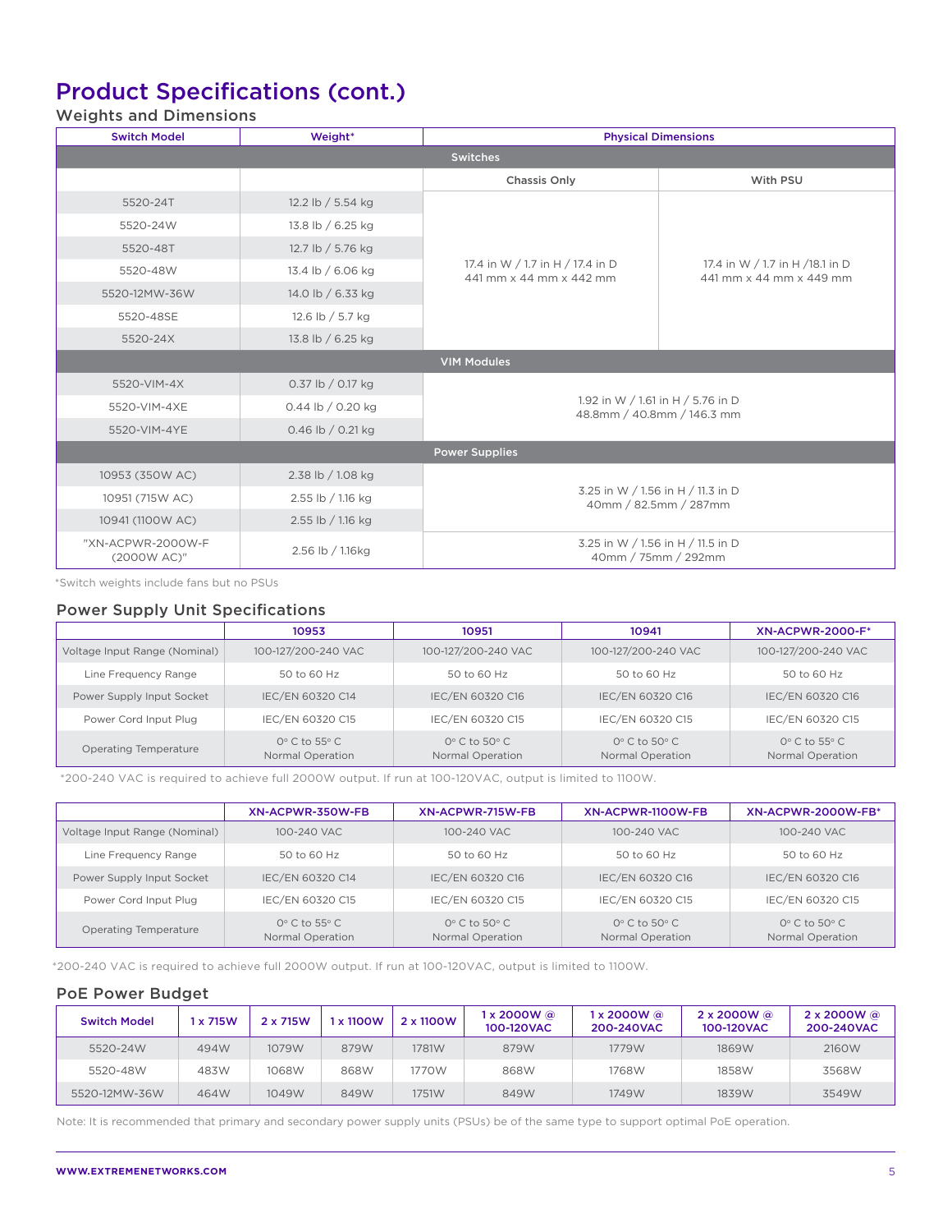# Product Specifications (cont.)

## Weights and Dimensions

| Switch Model | Weight* | Physical Dimensions | |
|---|---|---|---|
| **Switches** | | | |
| | | Chassis Only | With PSU |
| 5520-24T | 12.2 lb / 5.54 kg | 17.4 in W / 1.7 in H / 17.4 in D 441 mm x 44 mm x 442 mm | 17.4 in W / 1.7 in H /18.1 in D 441 mm x 44 mm x 449 mm |
| 5520-24W | 13.8 lb / 6.25 kg | | |
| 5520-48T | 12.7 lb / 5.76 kg | | |
| 5520-48W | 13.4 lb / 6.06 kg | | |
| 5520-12MW-36W | 14.0 lb / 6.33 kg | | |
| 5520-48SE | 12.6 lb / 5.7 kg | | |
| 5520-24X | 13.8 lb / 6.25 kg | | |
| **VIM Modules** | | | |
| 5520-VIM-4X | 0.37 lb / 0.17 kg | 1.92 in W / 1.61 in H / 5.76 in D 48.8mm / 40.8mm / 146.3 mm | |
| 5520-VIM-4XE | 0.44 lb / 0.20 kg | | |
| 5520-VIM-4YE | 0.46 lb / 0.21 kg | | |
| **Power Supplies** | | | |
| 10953 (350W AC) | 2.38 lb / 1.08 kg | 3.25 in W / 1.56 in H / 11.3 in D 40mm / 82.5mm / 287mm | |
| 10951 (715W AC) | 2.55 lb / 1.16 kg | | |
| 10941 (1100W AC) | 2.55 lb / 1.16 kg | | |
| "XN-ACPWR-2000W-F (2000W AC)" | 2.56 lb / 1.16kg | 3.25 in W / 1.56 in H / 11.5 in D 40mm / 75mm / 292mm | |

*Switch weights include fans but no PSUs

## Power Supply Unit Specifications

| | 10953 | 10951 | 10941 | XN-ACPWR-2000-F* |
|---|---|---|---|---|
| Voltage Input Range (Nominal) | 100-127/200-240 VAC | 100-127/200-240 VAC | 100-127/200-240 VAC | 100-127/200-240 VAC |
| Line Frequency Range | 50 to 60 Hz | 50 to 60 Hz | 50 to 60 Hz | 50 to 60 Hz |
| Power Supply Input Socket | IEC/EN 60320 C14 | IEC/EN 60320 C16 | IEC/EN 60320 C16 | IEC/EN 60320 C16 |
| Power Cord Input Plug | IEC/EN 60320 C15 | IEC/EN 60320 C15 | IEC/EN 60320 C15 | IEC/EN 60320 C15 |
| Operating Temperature | 0° C to 55° C Normal Operation | 0° C to 50° C Normal Operation | 0° C to 50° C Normal Operation | 0° C to 55° C Normal Operation |

*200-240 VAC is required to achieve full 2000W output. If run at 100-120VAC, output is limited to 1100W.

| | XN-ACPWR-350W-FB | XN-ACPWR-715W-FB | XN-ACPWR-1100W-FB | XN-ACPWR-2000W-FB* |
|---|---|---|---|---|
| Voltage Input Range (Nominal) | 100-240 VAC | 100-240 VAC | 100-240 VAC | 100-240 VAC |
| Line Frequency Range | 50 to 60 Hz | 50 to 60 Hz | 50 to 60 Hz | 50 to 60 Hz |
| Power Supply Input Socket | IEC/EN 60320 C14 | IEC/EN 60320 C16 | IEC/EN 60320 C16 | IEC/EN 60320 C16 |
| Power Cord Input Plug | IEC/EN 60320 C15 | IEC/EN 60320 C15 | IEC/EN 60320 C15 | IEC/EN 60320 C15 |
| Operating Temperature | 0° C to 55° C Normal Operation | 0° C to 50° C Normal Operation | 0° C to 50° C Normal Operation | 0° C to 50° C Normal Operation |

*200-240 VAC is required to achieve full 2000W output. If run at 100-120VAC, output is limited to 1100W.

## PoE Power Budget

| Switch Model | 1 x 715W | 2 x 715W | 1 x 1100W | 2 x 1100W | 1 x 2000W @ 100-120VAC | 1 x 2000W @ 200-240VAC | 2 x 2000W @ 100-120VAC | 2 x 2000W @ 200-240VAC |
|---|---|---|---|---|---|---|---|---|
| 5520-24W | 494W | 1079W | 879W | 1781W | 879W | 1779W | 1869W | 2160W |
| 5520-48W | 483W | 1068W | 868W | 1770W | 868W | 1768W | 1858W | 3568W |
| 5520-12MW-36W | 464W | 1049W | 849W | 1751W | 849W | 1749W | 1839W | 3549W |

Note: It is recommended that primary and secondary power supply units (PSUs) be of the same type to support optimal PoE operation.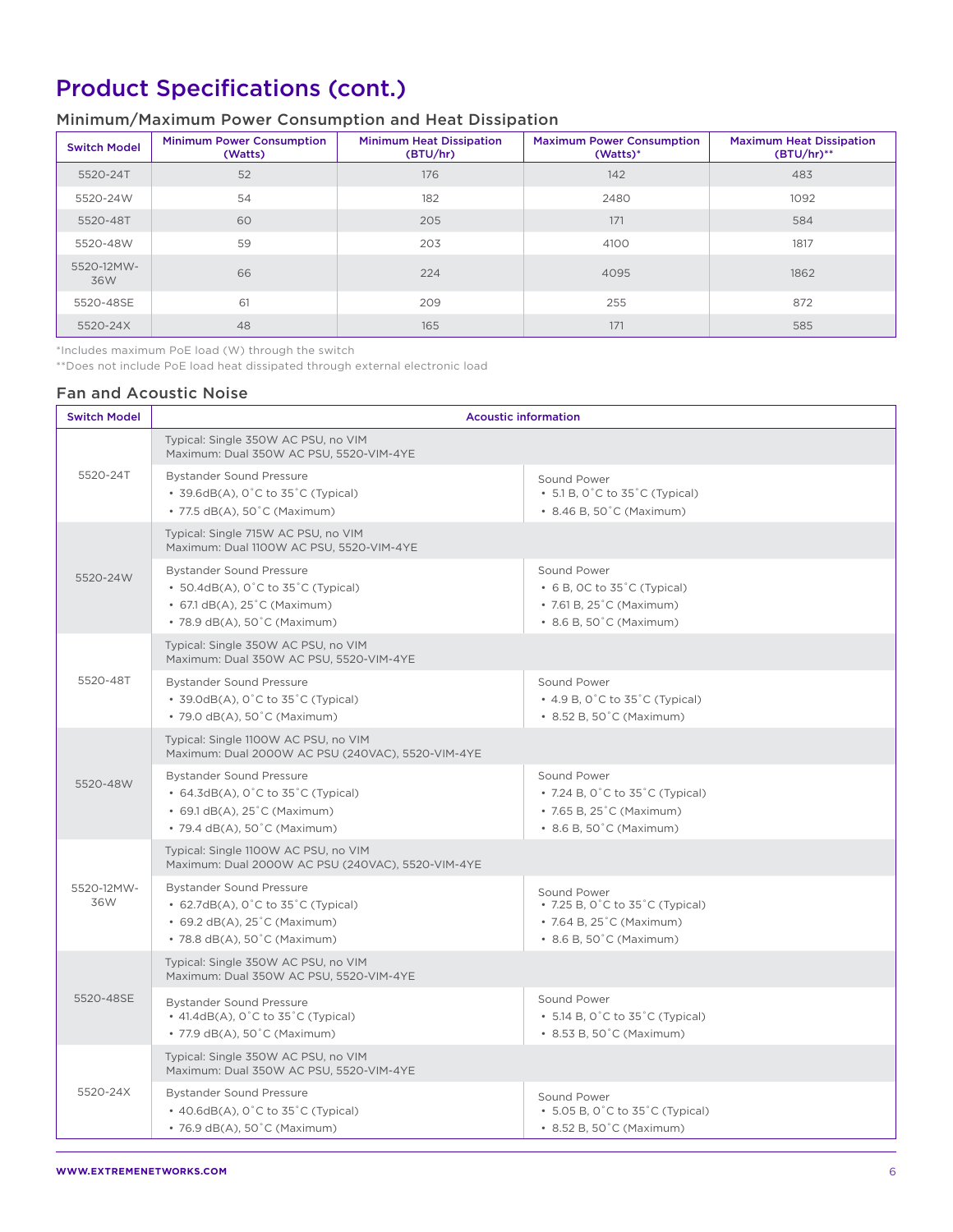# Product Specifications (cont.)

## Minimum/Maximum Power Consumption and Heat Dissipation

| Switch Model | Minimum Power Consumption (Watts) | Minimum Heat Dissipation (BTU/hr) | Maximum Power Consumption (Watts)* | Maximum Heat Dissipation (BTU/hr)** |
|---|---|---|---|---|
| 5520-24T | 52 | 176 | 142 | 483 |
| 5520-24W | 54 | 182 | 2480 | 1092 |
| 5520-48T | 60 | 205 | 171 | 584 |
| 5520-48W | 59 | 203 | 4100 | 1817 |
| 5520-12MW-36W | 66 | 224 | 4095 | 1862 |
| 5520-48SE | 61 | 209 | 255 | 872 |
| 5520-24X | 48 | 165 | 171 | 585 |

*Includes maximum PoE load (W) through the switch

**Does not include PoE load heat dissipated through external electronic load

## Fan and Acoustic Noise

| Switch Model | Acoustic information | |
|---|---|---|
| 5520-24T | Typical: Single 350W AC PSU, no VIM<br>Maximum: Dual 350W AC PSU, 5520-VIM-4YE | |
| | Bystander Sound Pressure<br>• 39.6dB(A), 0˚C to 35˚C (Typical)<br>• 77.5 dB(A), 50˚C (Maximum) | Sound Power<br>• 5.1 B, 0˚C to 35˚C (Typical)<br>• 8.46 B, 50˚C (Maximum) |
| 5520-24W | Typical: Single 715W AC PSU, no VIM<br>Maximum: Dual 1100W AC PSU, 5520-VIM-4YE | |
| | Bystander Sound Pressure<br>• 50.4dB(A), 0˚C to 35˚C (Typical)<br>• 67.1 dB(A), 25˚C (Maximum)<br>• 78.9 dB(A), 50˚C (Maximum) | Sound Power<br>• 6 B, 0C to 35˚C (Typical)<br>• 7.61 B, 25˚C (Maximum)<br>• 8.6 B, 50˚C (Maximum) |
| 5520-48T | Typical: Single 350W AC PSU, no VIM<br>Maximum: Dual 350W AC PSU, 5520-VIM-4YE | |
| | Bystander Sound Pressure<br>• 39.0dB(A), 0˚C to 35˚C (Typical)<br>• 79.0 dB(A), 50˚C (Maximum) | Sound Power<br>• 4.9 B, 0˚C to 35˚C (Typical)<br>• 8.52 B, 50˚C (Maximum) |
| 5520-48W | Typical: Single 1100W AC PSU, no VIM<br>Maximum: Dual 2000W AC PSU (240VAC), 5520-VIM-4YE | |
| | Bystander Sound Pressure<br>• 64.3dB(A), 0˚C to 35˚C (Typical)<br>• 69.1 dB(A), 25˚C (Maximum)<br>• 79.4 dB(A), 50˚C (Maximum) | Sound Power<br>• 7.24 B, 0˚C to 35˚C (Typical)<br>• 7.65 B, 25˚C (Maximum)<br>• 8.6 B, 50˚C (Maximum) |
| 5520-12MW-36W | Typical: Single 1100W AC PSU, no VIM<br>Maximum: Dual 2000W AC PSU (240VAC), 5520-VIM-4YE | |
| | Bystander Sound Pressure<br>• 62.7dB(A), 0˚C to 35˚C (Typical)<br>• 69.2 dB(A), 25˚C (Maximum)<br>• 78.8 dB(A), 50˚C (Maximum) | Sound Power<br>• 7.25 B, 0˚C to 35˚C (Typical)<br>• 7.64 B, 25˚C (Maximum)<br>• 8.6 B, 50˚C (Maximum) |
| 5520-48SE | Typical: Single 350W AC PSU, no VIM<br>Maximum: Dual 350W AC PSU, 5520-VIM-4YE | |
| | Bystander Sound Pressure<br>• 41.4dB(A), 0˚C to 35˚C (Typical)<br>• 77.9 dB(A), 50˚C (Maximum) | Sound Power<br>• 5.14 B, 0˚C to 35˚C (Typical)<br>• 8.53 B, 50˚C (Maximum) |
| 5520-24X | Typical: Single 350W AC PSU, no VIM<br>Maximum: Dual 350W AC PSU, 5520-VIM-4YE | |
| | Bystander Sound Pressure<br>• 40.6dB(A), 0˚C to 35˚C (Typical)<br>• 76.9 dB(A), 50˚C (Maximum) | Sound Power<br>• 5.05 B, 0˚C to 35˚C (Typical)<br>• 8.52 B, 50˚C (Maximum) |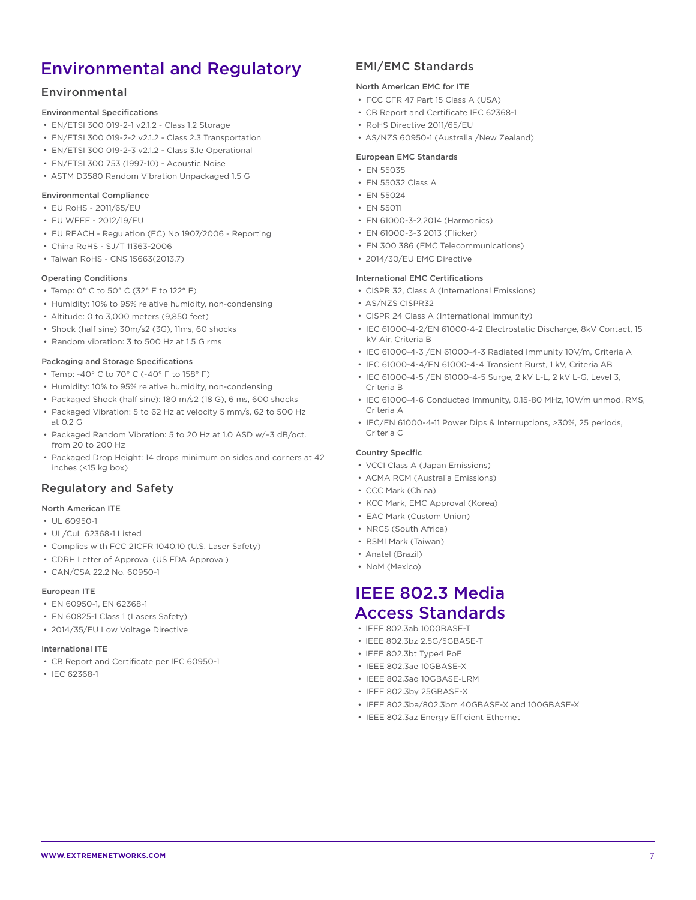# Environmental and Regulatory

## Environmental

### Environmental Specifications

- EN/ETSI 300 019-2-1 v2.1.2 - Class 1.2 Storage
- EN/ETSI 300 019-2-2 v2.1.2 - Class 2.3 Transportation
- EN/ETSI 300 019-2-3 v2.1.2 - Class 3.1e Operational
- EN/ETSI 300 753 (1997-10) - Acoustic Noise
- ASTM D3580 Random Vibration Unpackaged 1.5 G

### Environmental Compliance

- EU RoHS - 2011/65/EU
- EU WEEE - 2012/19/EU
- EU REACH - Regulation (EC) No 1907/2006 - Reporting
- China RoHS - SJ/T 11363-2006
- Taiwan RoHS - CNS 15663(2013.7)

### Operating Conditions

- Temp: 0° C to 50° C (32° F to 122° F)
- Humidity: 10% to 95% relative humidity, non-condensing
- Altitude: 0 to 3,000 meters (9,850 feet)
- Shock (half sine) 30m/s2 (3G), 11ms, 60 shocks
- Random vibration: 3 to 500 Hz at 1.5 G rms

### Packaging and Storage Specifications

- Temp: -40° C to 70° C (-40° F to 158° F)
- Humidity: 10% to 95% relative humidity, non-condensing
- Packaged Shock (half sine): 180 m/s2 (18 G), 6 ms, 600 shocks
- Packaged Vibration: 5 to 62 Hz at velocity 5 mm/s, 62 to 500 Hz at 0.2 G
- Packaged Random Vibration: 5 to 20 Hz at 1.0 ASD w/–3 dB/oct. from 20 to 200 Hz
- Packaged Drop Height: 14 drops minimum on sides and corners at 42 inches (<15 kg box)

## Regulatory and Safety

### North American ITE

- UL 60950-1
- UL/CuL 62368-1 Listed
- Complies with FCC 21CFR 1040.10 (U.S. Laser Safety)
- CDRH Letter of Approval (US FDA Approval)
- CAN/CSA 22.2 No. 60950-1

### European ITE

- EN 60950-1, EN 62368-1
- EN 60825-1 Class 1 (Lasers Safety)
- 2014/35/EU Low Voltage Directive

### International ITE

- CB Report and Certificate per IEC 60950-1
- IEC 62368-1

## EMI/EMC Standards

### North American EMC for ITE

- FCC CFR 47 Part 15 Class A (USA)
- CB Report and Certificate IEC 62368-1
- RoHS Directive 2011/65/EU
- AS/NZS 60950-1 (Australia /New Zealand)

### European EMC Standards

- EN 55035
- EN 55032 Class A
- EN 55024
- EN 55011
- EN 61000-3-2,2014 (Harmonics)
- EN 61000-3-3 2013 (Flicker)
- EN 300 386 (EMC Telecommunications)
- 2014/30/EU EMC Directive

### International EMC Certifications

- CISPR 32, Class A (International Emissions)
- AS/NZS CISPR32
- CISPR 24 Class A (International Immunity)
- IEC 61000-4-2/EN 61000-4-2 Electrostatic Discharge, 8kV Contact, 15 kV Air, Criteria B
- IEC 61000-4-3 /EN 61000-4-3 Radiated Immunity 10V/m, Criteria A
- IEC 61000-4-4/EN 61000-4-4 Transient Burst, 1 kV, Criteria AB
- IEC 61000-4-5 /EN 61000-4-5 Surge, 2 kV L-L, 2 kV L-G, Level 3, Criteria B
- IEC 61000-4-6 Conducted Immunity, 0.15-80 MHz, 10V/m unmod. RMS, Criteria A
- IEC/EN 61000-4-11 Power Dips & Interruptions, >30%, 25 periods, Criteria C

### Country Specific

- VCCI Class A (Japan Emissions)
- ACMA RCM (Australia Emissions)
- CCC Mark (China)
- KCC Mark, EMC Approval (Korea)
- EAC Mark (Custom Union)
- NRCS (South Africa)
- BSMI Mark (Taiwan)
- Anatel (Brazil)
- NoM (Mexico)

# IEEE 802.3 Media Access Standards

- IEEE 802.3ab 1000BASE-T
- IEEE 802.3bz 2.5G/5GBASE-T
- IEEE 802.3bt Type4 PoE
- IEEE 802.3ae 10GBASE-X
- IEEE 802.3aq 10GBASE-LRM
- IEEE 802.3by 25GBASE-X
- IEEE 802.3ba/802.3bm 40GBASE-X and 100GBASE-X
- IEEE 802.3az Energy Efficient Ethernet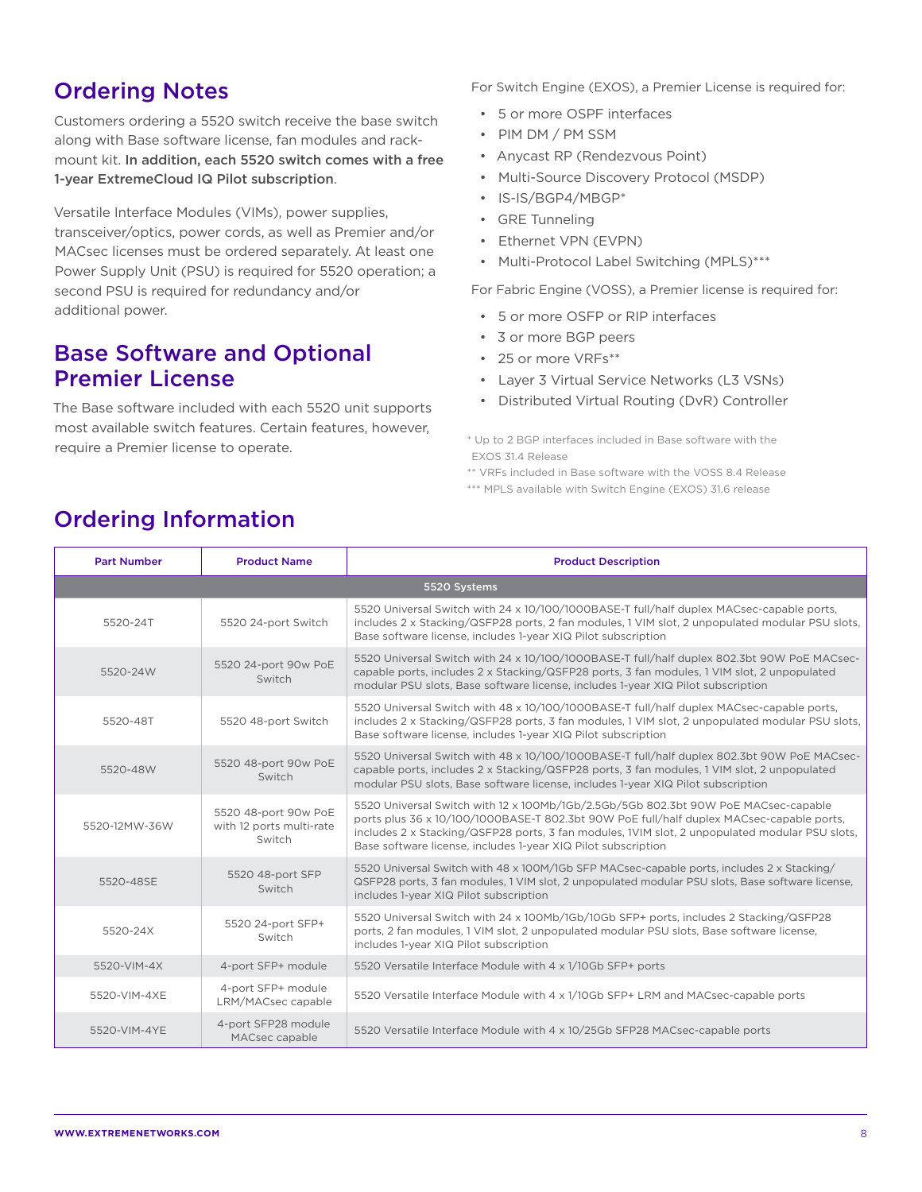## Ordering Notes

Customers ordering a 5520 switch receive the base switch along with Base software license, fan modules and rack-mount kit. **In addition, each 5520 switch comes with a free 1-year ExtremeCloud IQ Pilot subscription**.

Versatile Interface Modules (VIMs), power supplies, transceiver/optics, power cords, as well as Premier and/or MACsec licenses must be ordered separately. At least one Power Supply Unit (PSU) is required for 5520 operation; a second PSU is required for redundancy and/or additional power.

## Base Software and Optional Premier License

The Base software included with each 5520 unit supports most available switch features. Certain features, however, require a Premier license to operate.

For Switch Engine (EXOS), a Premier License is required for:

- 5 or more OSPF interfaces
- PIM DM / PM SSM
- Anycast RP (Rendezvous Point)
- Multi-Source Discovery Protocol (MSDP)
- IS-IS/BGP4/MBGP*
- GRE Tunneling
- Ethernet VPN (EVPN)
- Multi-Protocol Label Switching (MPLS)***

For Fabric Engine (VOSS), a Premier license is required for:

- 5 or more OSFP or RIP interfaces
- 3 or more BGP peers
- 25 or more VRFs**
- Layer 3 Virtual Service Networks (L3 VSNs)
- Distributed Virtual Routing (DvR) Controller

\* Up to 2 BGP interfaces included in Base software with the EXOS 31.4 Release
** VRFs included in Base software with the VOSS 8.4 Release
*** MPLS available with Switch Engine (EXOS) 31.6 release

## Ordering Information

| Part Number | Product Name | Product Description |
|---|---|---|
| **5520 Systems** | | |
| 5520-24T | 5520 24-port Switch | 5520 Universal Switch with 24 x 10/100/1000BASE-T full/half duplex MACsec-capable ports, includes 2 x Stacking/QSFP28 ports, 2 fan modules, 1 VIM slot, 2 unpopulated modular PSU slots, Base software license, includes 1-year XIQ Pilot subscription |
| 5520-24W | 5520 24-port 90w PoE Switch | 5520 Universal Switch with 24 x 10/100/1000BASE-T full/half duplex 802.3bt 90W PoE MACsec-capable ports, includes 2 x Stacking/QSFP28 ports, 3 fan modules, 1 VIM slot, 2 unpopulated modular PSU slots, Base software license, includes 1-year XIQ Pilot subscription |
| 5520-48T | 5520 48-port Switch | 5520 Universal Switch with 48 x 10/100/1000BASE-T full/half duplex MACsec-capable ports, includes 2 x Stacking/QSFP28 ports, 3 fan modules, 1 VIM slot, 2 unpopulated modular PSU slots, Base software license, includes 1-year XIQ Pilot subscription |
| 5520-48W | 5520 48-port 90w PoE Switch | 5520 Universal Switch with 48 x 10/100/1000BASE-T full/half duplex 802.3bt 90W PoE MACsec-capable ports, includes 2 x Stacking/QSFP28 ports, 3 fan modules, 1 VIM slot, 2 unpopulated modular PSU slots, Base software license, includes 1-year XIQ Pilot subscription |
| 5520-12MW-36W | 5520 48-port 90w PoE with 12 ports multi-rate Switch | 5520 Universal Switch with 12 x 100Mb/1Gb/2.5Gb/5Gb 802.3bt 90W PoE MACsec-capable ports plus 36 x 10/100/1000BASE-T 802.3bt 90W PoE full/half duplex MACsec-capable ports, includes 2 x Stacking/QSFP28 ports, 3 fan modules, 1VIM slot, 2 unpopulated modular PSU slots, Base software license, includes 1-year XIQ Pilot subscription |
| 5520-48SE | 5520 48-port SFP Switch | 5520 Universal Switch with 48 x 100M/1Gb SFP MACsec-capable ports, includes 2 x Stacking/QSFP28 ports, 3 fan modules, 1 VIM slot, 2 unpopulated modular PSU slots, Base software license, includes 1-year XIQ Pilot subscription |
| 5520-24X | 5520 24-port SFP+ Switch | 5520 Universal Switch with 24 x 100Mb/1Gb/10Gb SFP+ ports, includes 2 Stacking/QSFP28 ports, 2 fan modules, 1 VIM slot, 2 unpopulated modular PSU slots, Base software license, includes 1-year XIQ Pilot subscription |
| 5520-VIM-4X | 4-port SFP+ module | 5520 Versatile Interface Module with 4 x 1/10Gb SFP+ ports |
| 5520-VIM-4XE | 4-port SFP+ module LRM/MACsec capable | 5520 Versatile Interface Module with 4 x 1/10Gb SFP+ LRM and MACsec-capable ports |
| 5520-VIM-4YE | 4-port SFP28 module MACsec capable | 5520 Versatile Interface Module with 4 x 10/25Gb SFP28 MACsec-capable ports |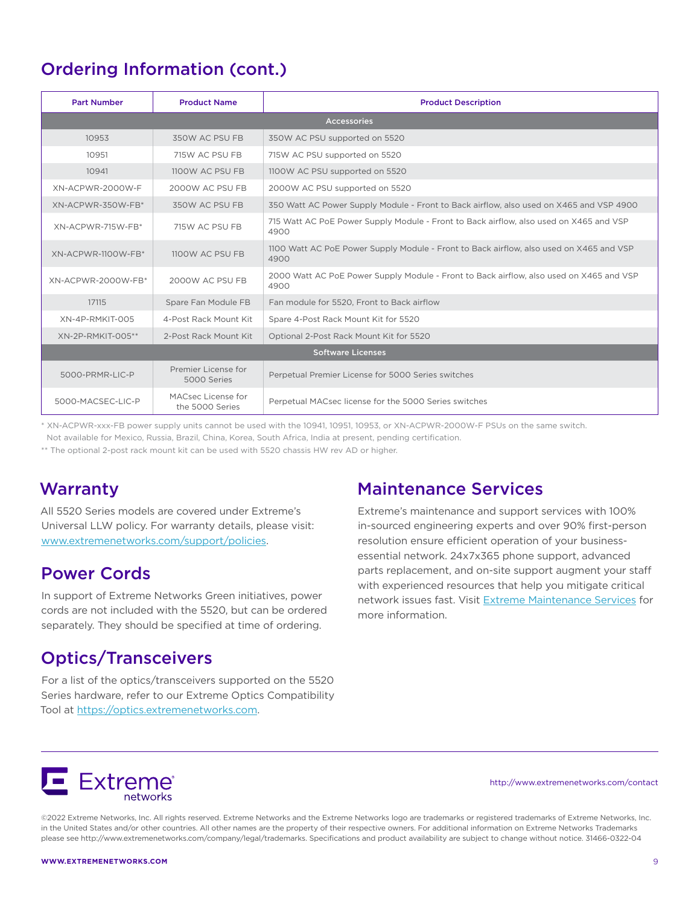## Ordering Information (cont.)

| Part Number | Product Name | Product Description |
|---|---|---|
| **Accessories** | | |
| 10953 | 350W AC PSU FB | 350W AC PSU supported on 5520 |
| 10951 | 715W AC PSU FB | 715W AC PSU supported on 5520 |
| 10941 | 1100W AC PSU FB | 1100W AC PSU supported on 5520 |
| XN-ACPWR-2000W-F | 2000W AC PSU FB | 2000W AC PSU supported on 5520 |
| XN-ACPWR-350W-FB* | 350W AC PSU FB | 350 Watt AC Power Supply Module - Front to Back airflow, also used on X465 and VSP 4900 |
| XN-ACPWR-715W-FB* | 715W AC PSU FB | 715 Watt AC PoE Power Supply Module - Front to Back airflow, also used on X465 and VSP 4900 |
| XN-ACPWR-1100W-FB* | 1100W AC PSU FB | 1100 Watt AC PoE Power Supply Module - Front to Back airflow, also used on X465 and VSP 4900 |
| XN-ACPWR-2000W-FB* | 2000W AC PSU FB | 2000 Watt AC PoE Power Supply Module - Front to Back airflow, also used on X465 and VSP 4900 |
| 17115 | Spare Fan Module FB | Fan module for 5520, Front to Back airflow |
| XN-4P-RMKIT-005 | 4-Post Rack Mount Kit | Spare 4-Post Rack Mount Kit for 5520 |
| XN-2P-RMKIT-005** | 2-Post Rack Mount Kit | Optional 2-Post Rack Mount Kit for 5520 |
| **Software Licenses** | | |
| 5000-PRMR-LIC-P | Premier License for 5000 Series | Perpetual Premier License for 5000 Series switches |
| 5000-MACSEC-LIC-P | MACsec License for the 5000 Series | Perpetual MACsec license for the 5000 Series switches |

* XN-ACPWR-xxx-FB power supply units cannot be used with the 10941, 10951, 10953, or XN-ACPWR-2000W-F PSUs on the same switch. Not available for Mexico, Russia, Brazil, China, Korea, South Africa, India at present, pending certification.

** The optional 2-post rack mount kit can be used with 5520 chassis HW rev AD or higher.

## Warranty

All 5520 Series models are covered under Extreme's Universal LLW policy. For warranty details, please visit: www.extremenetworks.com/support/policies.

## Power Cords

In support of Extreme Networks Green initiatives, power cords are not included with the 5520, but can be ordered separately. They should be specified at time of ordering.

## Optics/Transceivers

For a list of the optics/transceivers supported on the 5520 Series hardware, refer to our Extreme Optics Compatibility Tool at https://optics.extremenetworks.com.

## Maintenance Services

Extreme's maintenance and support services with 100% in-sourced engineering experts and over 90% first-person resolution ensure efficient operation of your business-essential network. 24x7x365 phone support, advanced parts replacement, and on-site support augment your staff with experienced resources that help you mitigate critical network issues fast. Visit Extreme Maintenance Services for more information.

Extreme networks

http://www.extremenetworks.com/contact

©2022 Extreme Networks, Inc. All rights reserved. Extreme Networks and the Extreme Networks logo are trademarks or registered trademarks of Extreme Networks, Inc. in the United States and/or other countries. All other names are the property of their respective owners. For additional information on Extreme Networks Trademarks please see http://www.extremenetworks.com/company/legal/trademarks. Specifications and product availability are subject to change without notice. 31466-0322-04